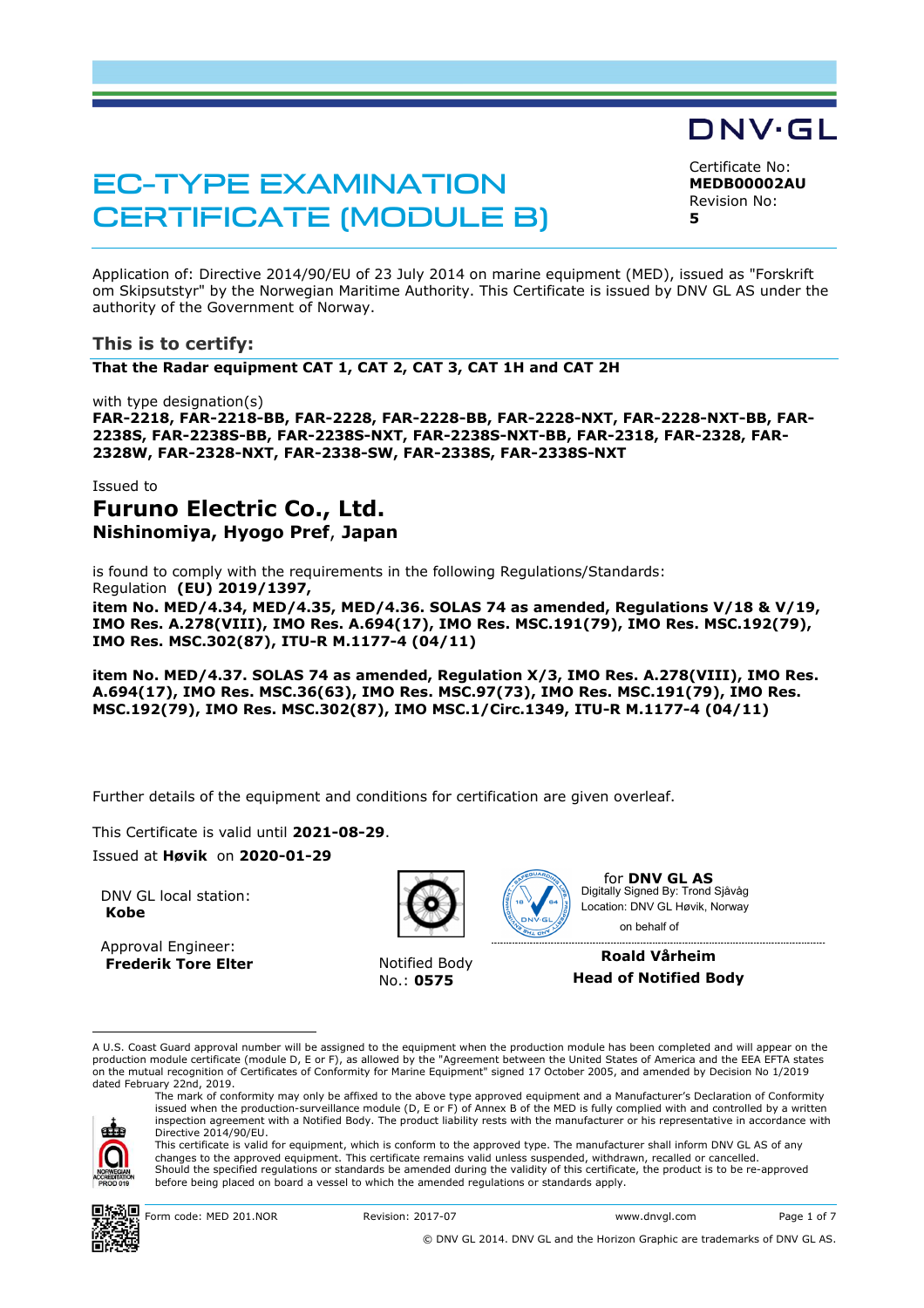DNV·GL

# EC-TYPE EXAMINATION CERTIFICATE (MODULE B)

Certificate No:
**MEDB00002AU**
Revision No:
**5**

Application of: Directive 2014/90/EU of 23 July 2014 on marine equipment (MED), issued as "Forskrift om Skipsutstyr" by the Norwegian Maritime Authority. This Certificate is issued by DNV GL AS under the authority of the Government of Norway.

## This is to certify:

**That the Radar equipment CAT 1, CAT 2, CAT 3, CAT 1H and CAT 2H**

with type designation(s)
**FAR-2218, FAR-2218-BB, FAR-2228, FAR-2228-BB, FAR-2228-NXT, FAR-2228-NXT-BB, FAR-2238S, FAR-2238S-BB, FAR-2238S-NXT, FAR-2238S-NXT-BB, FAR-2318, FAR-2328, FAR-2328W, FAR-2328-NXT, FAR-2338-SW, FAR-2338S, FAR-2338S-NXT**

Issued to

## Furuno Electric Co., Ltd.
**Nishinomiya, Hyogo Pref, Japan**

is found to comply with the requirements in the following Regulations/Standards:
Regulation **(EU) 2019/1397,**
**item No. MED/4.34, MED/4.35, MED/4.36. SOLAS 74 as amended, Regulations V/18 & V/19, IMO Res. A.278(VIII), IMO Res. A.694(17), IMO Res. MSC.191(79), IMO Res. MSC.192(79), IMO Res. MSC.302(87), ITU-R M.1177-4 (04/11)**

**item No. MED/4.37. SOLAS 74 as amended, Regulation X/3, IMO Res. A.278(VIII), IMO Res. A.694(17), IMO Res. MSC.36(63), IMO Res. MSC.97(73), IMO Res. MSC.191(79), IMO Res. MSC.192(79), IMO Res. MSC.302(87), IMO MSC.1/Circ.1349, ITU-R M.1177-4 (04/11)**

Further details of the equipment and conditions for certification are given overleaf.

This Certificate is valid until **2021-08-29**.
Issued at **Høvik** on **2020-01-29**

DNV GL local station:
**Kobe**

Approval Engineer:
**Frederik Tore Elter**

Notified Body
No.: **0575**

for **DNV GL AS**
Digitally Signed By: Trond Sjåvåg
Location: DNV GL Høvik, Norway
on behalf of

**Roald Vårheim**
**Head of Notified Body**

A U.S. Coast Guard approval number will be assigned to the equipment when the production module has been completed and will appear on the production module certificate (module D, E or F), as allowed by the "Agreement between the United States of America and the EEA EFTA states on the mutual recognition of Certificates of Conformity for Marine Equipment" signed 17 October 2005, and amended by Decision No 1/2019 dated February 22nd, 2019.

The mark of conformity may only be affixed to the above type approved equipment and a Manufacturer's Declaration of Conformity issued when the production-surveillance module (D, E or F) of Annex B of the MED is fully complied with and controlled by a written inspection agreement with a Notified Body. The product liability rests with the manufacturer or his representative in accordance with Directive 2014/90/EU.
This certificate is valid for equipment, which is conform to the approved type. The manufacturer shall inform DNV GL AS of any changes to the approved equipment. This certificate remains valid unless suspended, withdrawn, recalled or cancelled.
Should the specified regulations or standards be amended during the validity of this certificate, the product is to be re-approved before being placed on board a vessel to which the amended regulations or standards apply.

Form code: MED 201.NOR | Revision: 2017-07 | www.dnvgl.com

© DNV GL 2014. DNV GL and the Horizon Graphic are trademarks of DNV GL AS.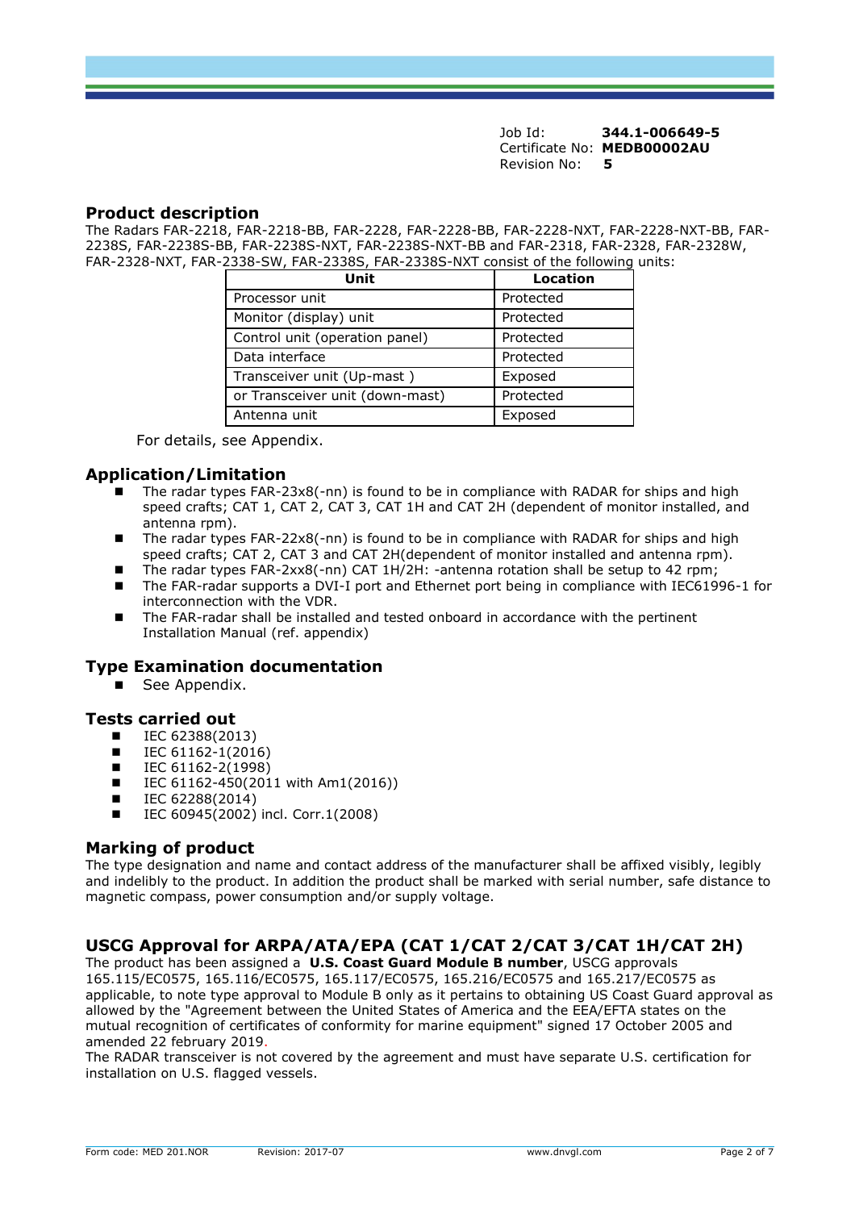Job Id: **344.1-006649-5**
Certificate No: **MEDB00002AU**
Revision No: **5**

## Product description

The Radars FAR-2218, FAR-2218-BB, FAR-2228, FAR-2228-BB, FAR-2228-NXT, FAR-2228-NXT-BB, FAR-2238S, FAR-2238S-BB, FAR-2238S-NXT, FAR-2238S-NXT-BB and FAR-2318, FAR-2328, FAR-2328W, FAR-2328-NXT, FAR-2338-SW, FAR-2338S, FAR-2338S-NXT consist of the following units:

| Unit | Location |
|---|---|
| Processor unit | Protected |
| Monitor (display) unit | Protected |
| Control unit (operation panel) | Protected |
| Data interface | Protected |
| Transceiver unit (Up-mast ) | Exposed |
| or Transceiver unit (down-mast) | Protected |
| Antenna unit | Exposed |

For details, see Appendix.

## Application/Limitation

- The radar types FAR-23x8(-nn) is found to be in compliance with RADAR for ships and high speed crafts; CAT 1, CAT 2, CAT 3, CAT 1H and CAT 2H (dependent of monitor installed, and antenna rpm).
- The radar types FAR-22x8(-nn) is found to be in compliance with RADAR for ships and high speed crafts; CAT 2, CAT 3 and CAT 2H(dependent of monitor installed and antenna rpm).
- The radar types FAR-2xx8(-nn) CAT 1H/2H: -antenna rotation shall be setup to 42 rpm;
- The FAR-radar supports a DVI-I port and Ethernet port being in compliance with IEC61996-1 for interconnection with the VDR.
- The FAR-radar shall be installed and tested onboard in accordance with the pertinent Installation Manual (ref. appendix)

## Type Examination documentation

- See Appendix.

## Tests carried out

- IEC 62388(2013)
- IEC 61162-1(2016)
- IEC 61162-2(1998)
- IEC 61162-450(2011 with Am1(2016))
- IEC 62288(2014)
- IEC 60945(2002) incl. Corr.1(2008)

## Marking of product

The type designation and name and contact address of the manufacturer shall be affixed visibly, legibly and indelibly to the product. In addition the product shall be marked with serial number, safe distance to magnetic compass, power consumption and/or supply voltage.

## USCG Approval for ARPA/ATA/EPA (CAT 1/CAT 2/CAT 3/CAT 1H/CAT 2H)

The product has been assigned a **U.S. Coast Guard Module B number**, USCG approvals 165.115/EC0575, 165.116/EC0575, 165.117/EC0575, 165.216/EC0575 and 165.217/EC0575 as applicable, to note type approval to Module B only as it pertains to obtaining US Coast Guard approval as allowed by the "Agreement between the United States of America and the EEA/EFTA states on the mutual recognition of certificates of conformity for marine equipment" signed 17 October 2005 and amended 22 february 2019.

The RADAR transceiver is not covered by the agreement and must have separate U.S. certification for installation on U.S. flagged vessels.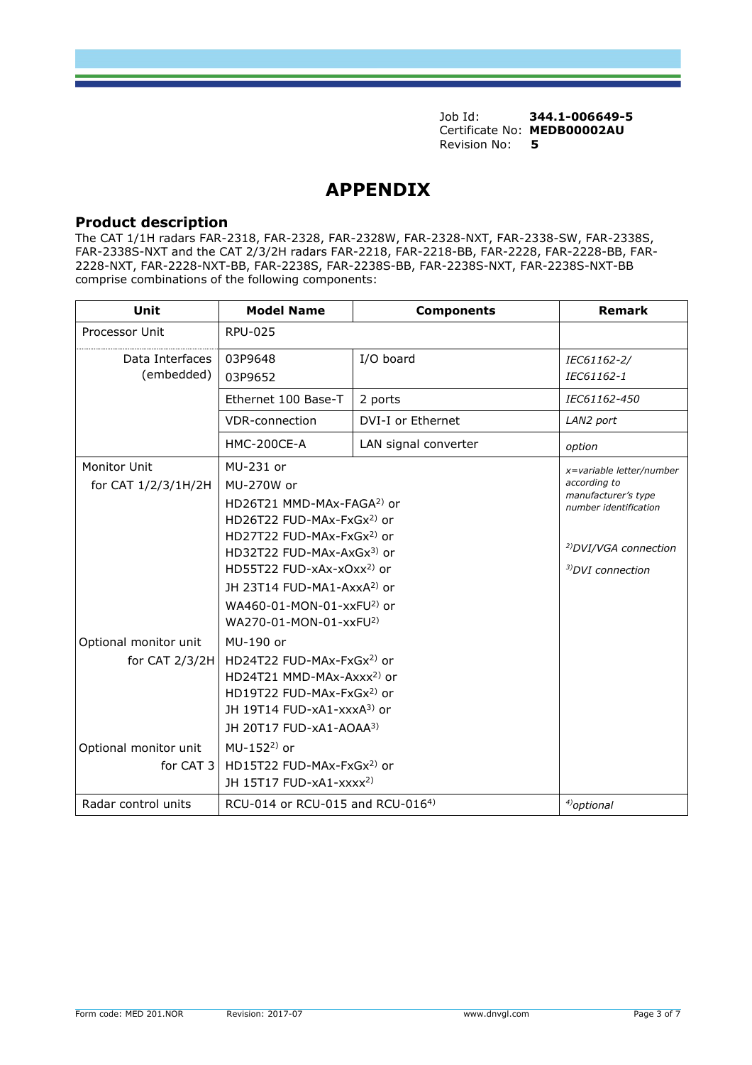Job Id: **344.1-006649-5**
Certificate No: **MEDB00002AU**
Revision No: **5**

# APPENDIX

## Product description

The CAT 1/1H radars FAR-2318, FAR-2328, FAR-2328W, FAR-2328-NXT, FAR-2338-SW, FAR-2338S, FAR-2338S-NXT and the CAT 2/3/2H radars FAR-2218, FAR-2218-BB, FAR-2228, FAR-2228-BB, FAR-2228-NXT, FAR-2228-NXT-BB, FAR-2238S, FAR-2238S-BB, FAR-2238S-NXT, FAR-2238S-NXT-BB comprise combinations of the following components:

| Unit | Model Name | Components | Remark |
|---|---|---|---|
| Processor Unit | RPU-025 | | |
| Data Interfaces (embedded) | 03P9648<br>03P9652 | I/O board | *IEC61162-2/*<br>*IEC61162-1* |
| | Ethernet 100 Base-T | 2 ports | *IEC61162-450* |
| | VDR-connection | DVI-I or Ethernet | *LAN2 port* |
| | HMC-200CE-A | LAN signal converter | *option* |
| Monitor Unit for CAT 1/2/3/1H/2H | MU-231 or<br>MU-270W or<br>HD26T21 MMD-MAx-FAGA[2)] or<br>HD26T22 FUD-MAx-FxGx[2)] or<br>HD27T22 FUD-MAx-FxGx[2)] or<br>HD32T22 FUD-MAx-AxGx[3)] or<br>HD55T22 FUD-xAx-xOxx[2)] or<br>JH 23T14 FUD-MA1-AxxA[2)] or<br>WA460-01-MON-01-xxFU[2)] or<br>WA270-01-MON-01-xxFU[2)] | | *x=variable letter/number according to manufacturer's type number identification*<br><br>*[2)]DVI/VGA connection*<br>*[3)]DVI connection* |
| Optional monitor unit for CAT 2/3/2H | MU-190 or<br>HD24T22 FUD-MAx-FxGx[2)] or<br>HD24T21 MMD-MAx-Axxx[2)] or<br>HD19T22 FUD-MAx-FxGx[2)] or<br>JH 19T14 FUD-xA1-xxxA[3)] or<br>JH 20T17 FUD-xA1-AOAA[3)] | | |
| Optional monitor unit for CAT 3 | MU-152[2)] or<br>HD15T22 FUD-MAx-FxGx[2)] or<br>JH 15T17 FUD-xA1-xxxx[2)] | | |
| Radar control units | RCU-014 or RCU-015 and RCU-016[4)] | | *[4)]optional* |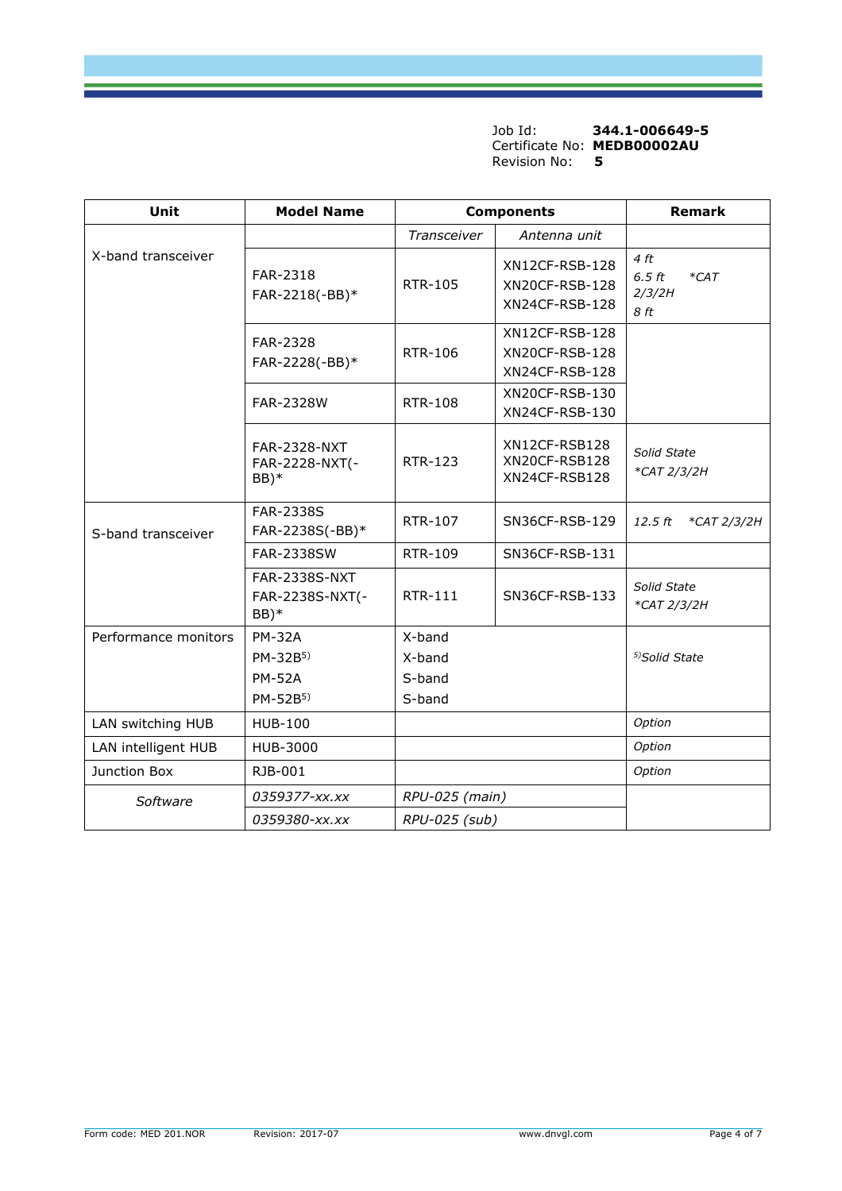Job Id: **344.1-006649-5**
Certificate No: **MEDB00002AU**
Revision No: **5**

| Unit | Model Name | Components | | Remark |
|---|---|---|---|---|
| | | *Transceiver* | *Antenna unit* | |
| X-band transceiver | FAR-2318<br>FAR-2218(-BB)* | RTR-105 | XN12CF-RSB-128<br>XN20CF-RSB-128<br>XN24CF-RSB-128 | *4 ft*<br>*6.5 ft \*CAT 2/3/2H*<br>*8 ft* |
| | FAR-2328<br>FAR-2228(-BB)* | RTR-106 | XN12CF-RSB-128<br>XN20CF-RSB-128<br>XN24CF-RSB-128 | |
| | FAR-2328W | RTR-108 | XN20CF-RSB-130<br>XN24CF-RSB-130 | |
| | FAR-2328-NXT<br>FAR-2228-NXT(-BB)* | RTR-123 | XN12CF-RSB128<br>XN20CF-RSB128<br>XN24CF-RSB128 | *Solid State*<br>*\*CAT 2/3/2H* |
| S-band transceiver | FAR-2338S<br>FAR-2238S(-BB)* | RTR-107 | SN36CF-RSB-129 | *12.5 ft \*CAT 2/3/2H* |
| | FAR-2338SW | RTR-109 | SN36CF-RSB-131 | |
| | FAR-2338S-NXT<br>FAR-2238S-NXT(-BB)* | RTR-111 | SN36CF-RSB-133 | *Solid State*<br>*\*CAT 2/3/2H* |
| Performance monitors | PM-32A<br>PM-32B[5)]<br>PM-52A<br>PM-52B[5)] | X-band<br>X-band<br>S-band<br>S-band | | *[5)]Solid State* |
| LAN switching HUB | HUB-100 | | | *Option* |
| LAN intelligent HUB | HUB-3000 | | | *Option* |
| Junction Box | RJB-001 | | | *Option* |
| *Software* | *0359377-xx.xx* | *RPU-025 (main)* | | |
| | *0359380-xx.xx* | *RPU-025 (sub)* | | |

Form code: MED 201.NOR Revision: 2017-07 www.dnvgl.com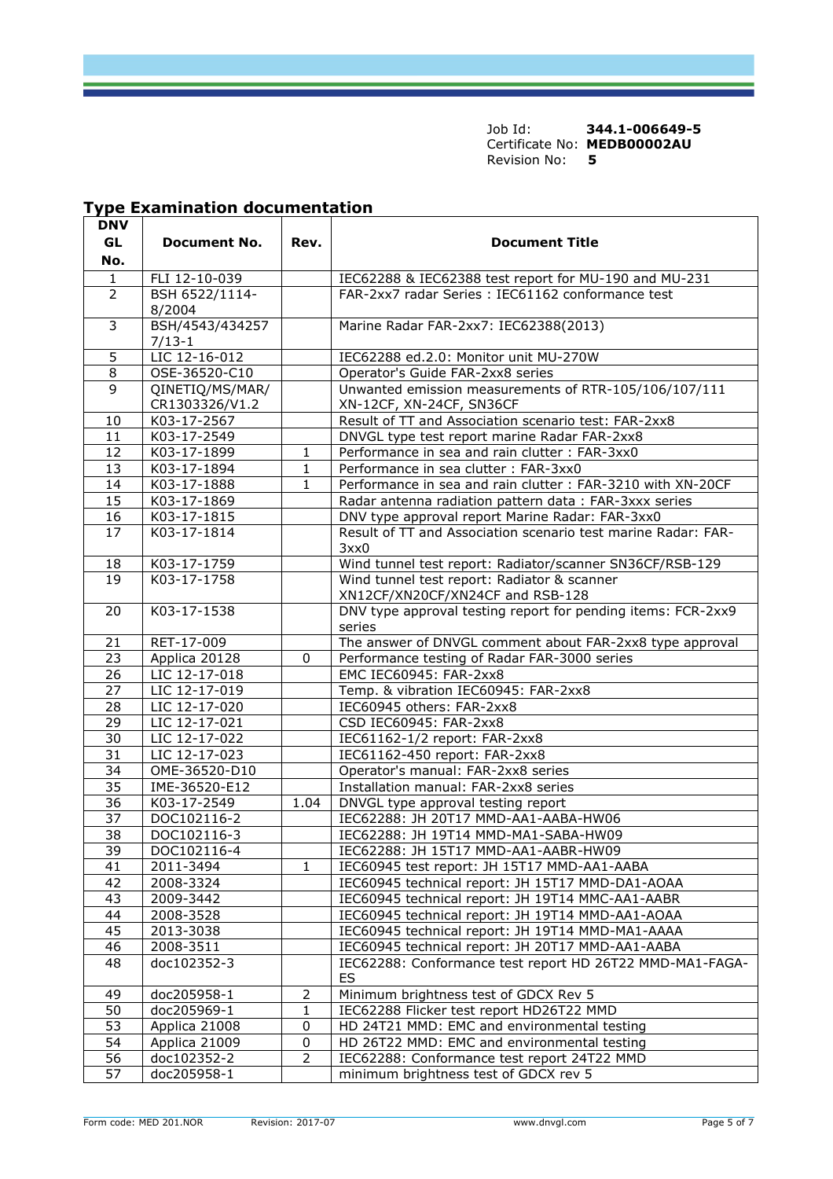Job Id: **344.1-006649-5**
Certificate No: **MEDB00002AU**
Revision No: **5**

## Type Examination documentation

| DNV GL No. | Document No. | Rev. | Document Title |
|---|---|---|---|
| 1 | FLI 12-10-039 | | IEC62288 & IEC62388 test report for MU-190 and MU-231 |
| 2 | BSH 6522/1114-8/2004 | | FAR-2xx7 radar Series : IEC61162 conformance test |
| 3 | BSH/4543/434257 7/13-1 | | Marine Radar FAR-2xx7: IEC62388(2013) |
| 5 | LIC 12-16-012 | | IEC62288 ed.2.0: Monitor unit MU-270W |
| 8 | OSE-36520-C10 | | Operator's Guide FAR-2xx8 series |
| 9 | QINETIQ/MS/MAR/ CR1303326/V1.2 | | Unwanted emission measurements of RTR-105/106/107/111 XN-12CF, XN-24CF, SN36CF |
| 10 | K03-17-2567 | | Result of TT and Association scenario test: FAR-2xx8 |
| 11 | K03-17-2549 | | DNVGL type test report marine Radar FAR-2xx8 |
| 12 | K03-17-1899 | 1 | Performance in sea and rain clutter : FAR-3xx0 |
| 13 | K03-17-1894 | 1 | Performance in sea clutter : FAR-3xx0 |
| 14 | K03-17-1888 | 1 | Performance in sea and rain clutter : FAR-3210 with XN-20CF |
| 15 | K03-17-1869 | | Radar antenna radiation pattern data : FAR-3xxx series |
| 16 | K03-17-1815 | | DNV type approval report Marine Radar: FAR-3xx0 |
| 17 | K03-17-1814 | | Result of TT and Association scenario test marine Radar: FAR-3xx0 |
| 18 | K03-17-1759 | | Wind tunnel test report: Radiator/scanner SN36CF/RSB-129 |
| 19 | K03-17-1758 | | Wind tunnel test report: Radiator & scanner XN12CF/XN20CF/XN24CF and RSB-128 |
| 20 | K03-17-1538 | | DNV type approval testing report for pending items: FCR-2xx9 series |
| 21 | RET-17-009 | | The answer of DNVGL comment about FAR-2xx8 type approval |
| 23 | Applica 20128 | 0 | Performance testing of Radar FAR-3000 series |
| 26 | LIC 12-17-018 | | EMC IEC60945: FAR-2xx8 |
| 27 | LIC 12-17-019 | | Temp. & vibration IEC60945: FAR-2xx8 |
| 28 | LIC 12-17-020 | | IEC60945 others: FAR-2xx8 |
| 29 | LIC 12-17-021 | | CSD IEC60945: FAR-2xx8 |
| 30 | LIC 12-17-022 | | IEC61162-1/2 report: FAR-2xx8 |
| 31 | LIC 12-17-023 | | IEC61162-450 report: FAR-2xx8 |
| 34 | OME-36520-D10 | | Operator's manual: FAR-2xx8 series |
| 35 | IME-36520-E12 | | Installation manual: FAR-2xx8 series |
| 36 | K03-17-2549 | 1.04 | DNVGL type approval testing report |
| 37 | DOC102116-2 | | IEC62288: JH 20T17 MMD-AA1-AABA-HW06 |
| 38 | DOC102116-3 | | IEC62288: JH 19T14 MMD-MA1-SABA-HW09 |
| 39 | DOC102116-4 | | IEC62288: JH 15T17 MMD-AA1-AABR-HW09 |
| 41 | 2011-3494 | 1 | IEC60945 test report: JH 15T17 MMD-AA1-AABA |
| 42 | 2008-3324 | | IEC60945 technical report: JH 15T17 MMD-DA1-AOAA |
| 43 | 2009-3442 | | IEC60945 technical report: JH 19T14 MMC-AA1-AABR |
| 44 | 2008-3528 | | IEC60945 technical report: JH 19T14 MMD-AA1-AOAA |
| 45 | 2013-3038 | | IEC60945 technical report: JH 19T14 MMD-MA1-AAAA |
| 46 | 2008-3511 | | IEC60945 technical report: JH 20T17 MMD-AA1-AABA |
| 48 | doc102352-3 | | IEC62288: Conformance test report HD 26T22 MMD-MA1-FAGA-ES |
| 49 | doc205958-1 | 2 | Minimum brightness test of GDCX Rev 5 |
| 50 | doc205969-1 | 1 | IEC62288 Flicker test report HD26T22 MMD |
| 53 | Applica 21008 | 0 | HD 24T21 MMD: EMC and environmental testing |
| 54 | Applica 21009 | 0 | HD 26T22 MMD: EMC and environmental testing |
| 56 | doc102352-2 | 2 | IEC62288: Conformance test report 24T22 MMD |
| 57 | doc205958-1 | | minimum brightness test of GDCX rev 5 |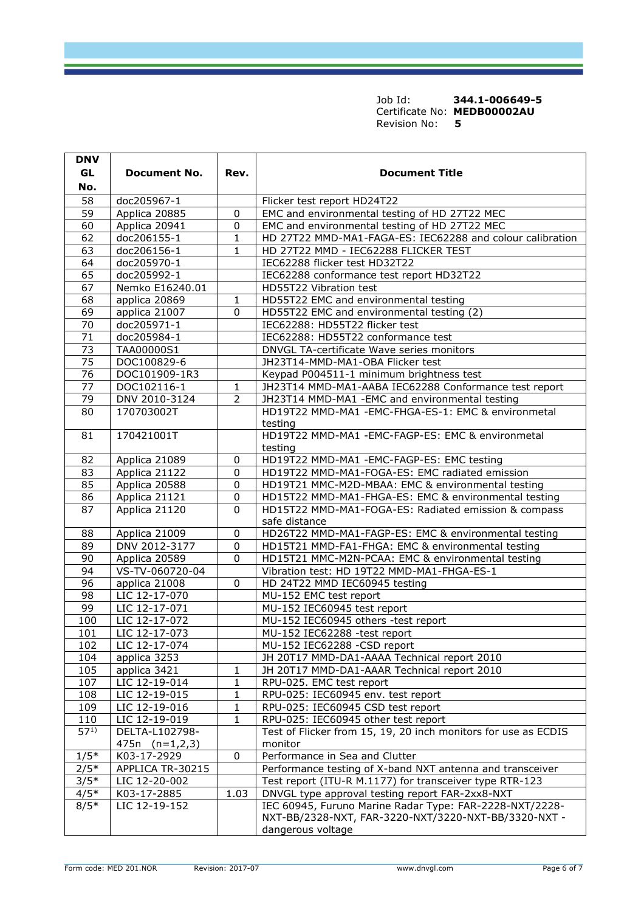Job Id: **344.1-006649-5**
Certificate No: **MEDB00002AU**
Revision No: **5**

| DNV GL No. | Document No. | Rev. | Document Title |
|---|---|---|---|
| 58 | doc205967-1 | | Flicker test report HD24T22 |
| 59 | Applica 20885 | 0 | EMC and environmental testing of HD 27T22 MEC |
| 60 | Applica 20941 | 0 | EMC and environmental testing of HD 27T22 MEC |
| 62 | doc206155-1 | 1 | HD 27T22 MMD-MA1-FAGA-ES: IEC62288 and colour calibration |
| 63 | doc206156-1 | 1 | HD 27T22 MMD - IEC62288 FLICKER TEST |
| 64 | doc205970-1 | | IEC62288 flicker test HD32T22 |
| 65 | doc205992-1 | | IEC62288 conformance test report HD32T22 |
| 67 | Nemko E16240.01 | | HD55T22 Vibration test |
| 68 | applica 20869 | 1 | HD55T22 EMC and environmental testing |
| 69 | applica 21007 | 0 | HD55T22 EMC and environmental testing (2) |
| 70 | doc205971-1 | | IEC62288: HD55T22 flicker test |
| 71 | doc205984-1 | | IEC62288: HD55T22 conformance test |
| 73 | TAA00000S1 | | DNVGL TA-certificate Wave series monitors |
| 75 | DOC100829-6 | | JH23T14-MMD-MA1-OBA Flicker test |
| 76 | DOC101909-1R3 | | Keypad P004511-1 minimum brightness test |
| 77 | DOC102116-1 | 1 | JH23T14 MMD-MA1-AABA IEC62288 Conformance test report |
| 79 | DNV 2010-3124 | 2 | JH23T14 MMD-MA1 -EMC and environmental testing |
| 80 | 170703002T | | HD19T22 MMD-MA1 -EMC-FHGA-ES-1: EMC & environmetal testing |
| 81 | 170421001T | | HD19T22 MMD-MA1 -EMC-FAGP-ES: EMC & environmetal testing |
| 82 | Applica 21089 | 0 | HD19T22 MMD-MA1 -EMC-FAGP-ES: EMC testing |
| 83 | Applica 21122 | 0 | HD19T22 MMD-MA1-FOGA-ES: EMC radiated emission |
| 85 | Applica 20588 | 0 | HD19T21 MMC-M2D-MBAA: EMC & environmental testing |
| 86 | Applica 21121 | 0 | HD15T22 MMD-MA1-FHGA-ES: EMC & environmental testing |
| 87 | Applica 21120 | 0 | HD15T22 MMD-MA1-FOGA-ES: Radiated emission & compass safe distance |
| 88 | Applica 21009 | 0 | HD26T22 MMD-MA1-FAGP-ES: EMC & environmental testing |
| 89 | DNV 2012-3177 | 0 | HD15T21 MMD-FA1-FHGA: EMC & environmental testing |
| 90 | Applica 20589 | 0 | HD15T21 MMC-M2N-PCAA: EMC & environmental testing |
| 94 | VS-TV-060720-04 | | Vibration test: HD 19T22 MMD-MA1-FHGA-ES-1 |
| 96 | applica 21008 | 0 | HD 24T22 MMD IEC60945 testing |
| 98 | LIC 12-17-070 | | MU-152 EMC test report |
| 99 | LIC 12-17-071 | | MU-152 IEC60945 test report |
| 100 | LIC 12-17-072 | | MU-152 IEC60945 others -test report |
| 101 | LIC 12-17-073 | | MU-152 IEC62288 -test report |
| 102 | LIC 12-17-074 | | MU-152 IEC62288 -CSD report |
| 104 | applica 3253 | | JH 20T17 MMD-DA1-AAAA Technical report 2010 |
| 105 | applica 3421 | 1 | JH 20T17 MMD-DA1-AAAR Technical report 2010 |
| 107 | LIC 12-19-014 | 1 | RPU-025. EMC test report |
| 108 | LIC 12-19-015 | 1 | RPU-025: IEC60945 env. test report |
| 109 | LIC 12-19-016 | 1 | RPU-025: IEC60945 CSD test report |
| 110 | LIC 12-19-019 | 1 | RPU-025: IEC60945 other test report |
| 57[1)] | DELTA-L102798-475n (n=1,2,3) | | Test of Flicker from 15, 19, 20 inch monitors for use as ECDIS monitor |
| 1/5* | K03-17-2929 | 0 | Performance in Sea and Clutter |
| 2/5* | APPLICA TR-30215 | | Performance testing of X-band NXT antenna and transceiver |
| 3/5* | LIC 12-20-002 | | Test report (ITU-R M.1177) for transceiver type RTR-123 |
| 4/5* | K03-17-2885 | 1.03 | DNVGL type approval testing report FAR-2xx8-NXT |
| 8/5* | LIC 12-19-152 | | IEC 60945, Furuno Marine Radar Type: FAR-2228-NXT/2228-NXT-BB/2328-NXT, FAR-3220-NXT/3220-NXT-BB/3320-NXT - dangerous voltage |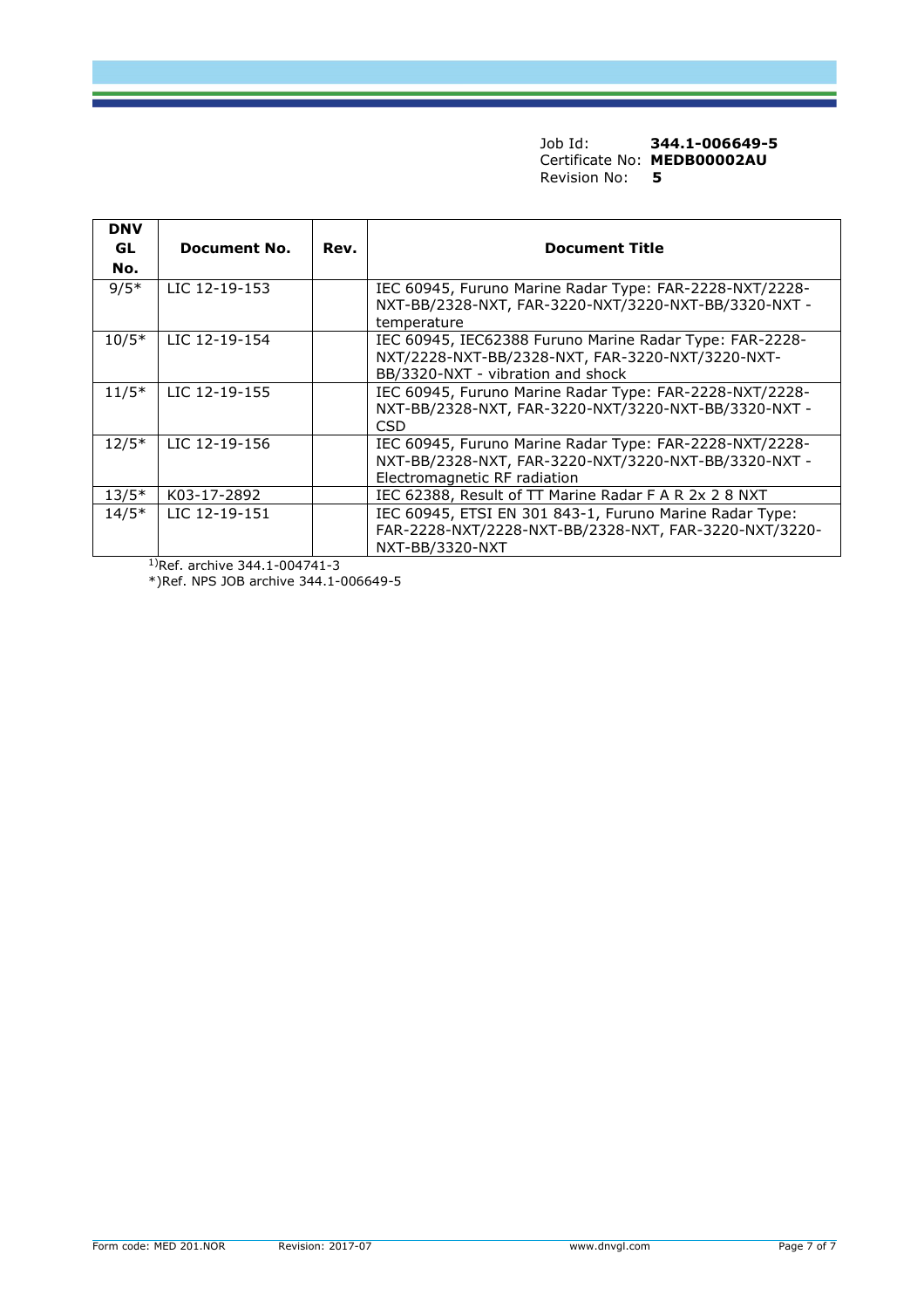Job Id: **344.1-006649-5**
Certificate No: **MEDB00002AU**
Revision No: **5**

| DNV GL No. | Document No. | Rev. | Document Title |
|---|---|---|---|
| 9/5* | LIC 12-19-153 | | IEC 60945, Furuno Marine Radar Type: FAR-2228-NXT/2228-NXT-BB/2328-NXT, FAR-3220-NXT/3220-NXT-BB/3320-NXT - temperature |
| 10/5* | LIC 12-19-154 | | IEC 60945, IEC62388 Furuno Marine Radar Type: FAR-2228-NXT/2228-NXT-BB/2328-NXT, FAR-3220-NXT/3220-NXT-BB/3320-NXT - vibration and shock |
| 11/5* | LIC 12-19-155 | | IEC 60945, Furuno Marine Radar Type: FAR-2228-NXT/2228-NXT-BB/2328-NXT, FAR-3220-NXT/3220-NXT-BB/3320-NXT - CSD |
| 12/5* | LIC 12-19-156 | | IEC 60945, Furuno Marine Radar Type: FAR-2228-NXT/2228-NXT-BB/2328-NXT, FAR-3220-NXT/3220-NXT-BB/3320-NXT - Electromagnetic RF radiation |
| 13/5* | K03-17-2892 | | IEC 62388, Result of TT Marine Radar F A R 2x 2 8 NXT |
| 14/5* | LIC 12-19-151 | | IEC 60945, ETSI EN 301 843-1, Furuno Marine Radar Type: FAR-2228-NXT/2228-NXT-BB/2328-NXT, FAR-3220-NXT/3220-NXT-BB/3320-NXT |

[1])Ref. archive 344.1-004741-3

*)Ref. NPS JOB archive 344.1-006649-5

Form code: MED 201.NOR Revision: 2017-07 www.dnvgl.com